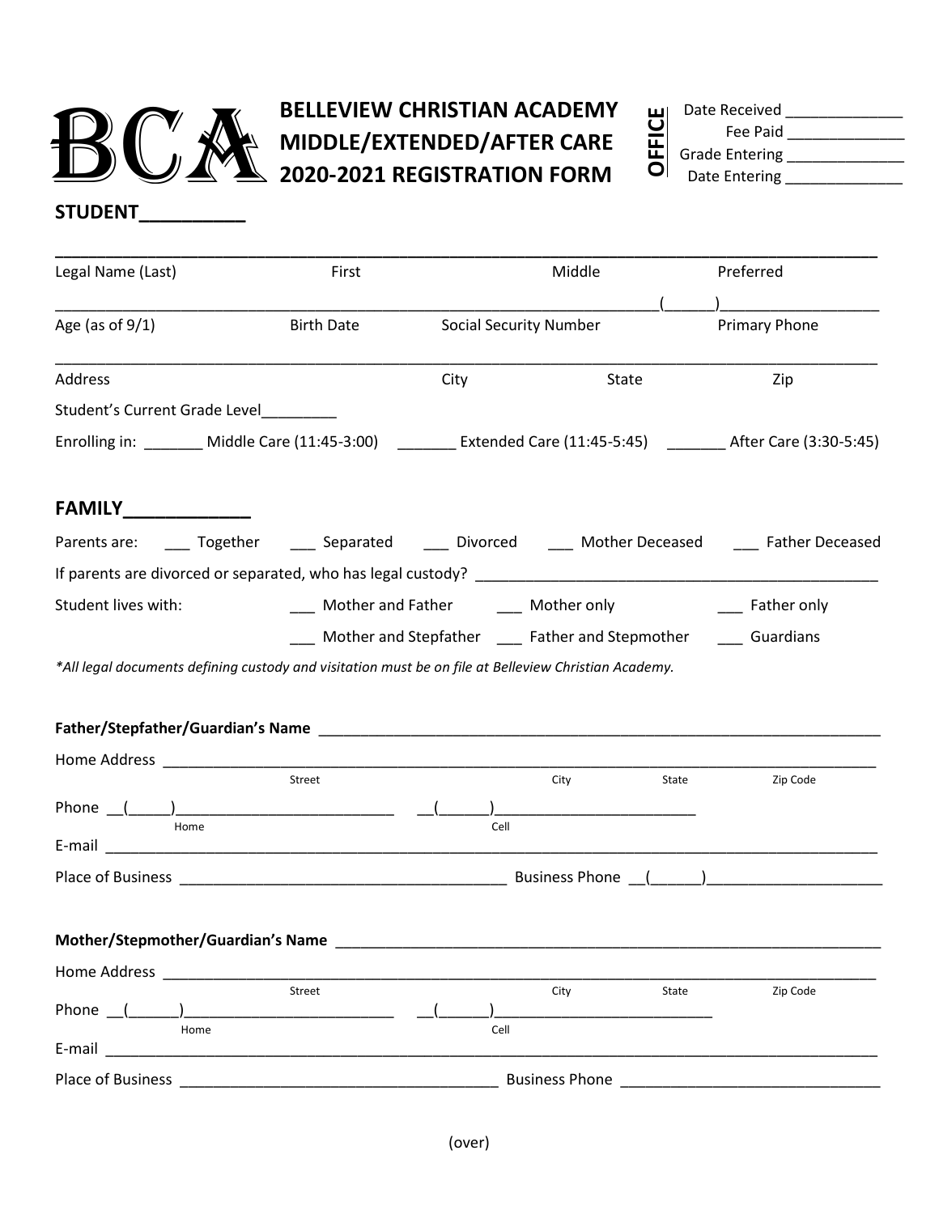# BCA

## BELLEVIEW CHRISTIAN ACADEMY
## MIDDLE/EXTENDED/AFTER CARE
## 2020-2021 REGISTRATION FORM

**OFFICE**

Date Received _____________
Fee Paid _____________
Grade Entering _____________
Date Entering _____________

## STUDENT__________

______________________________________________________________________________

Legal Name (Last) First Middle Preferred

_________________________________________________________(______)__________________

Age (as of 9/1) Birth Date Social Security Number Primary Phone

______________________________________________________________________________

Address City State Zip

Student's Current Grade Level_________

Enrolling in: _______ Middle Care (11:45-3:00) _______ Extended Care (11:45-5:45) _______ After Care (3:30-5:45)

## FAMILY____________

Parents are: ___ Together ___ Separated ___ Divorced ___ Mother Deceased ___ Father Deceased

If parents are divorced or separated, who has legal custody? ______________________________________________

Student lives with: ___ Mother and Father ___ Mother only ___ Father only

___ Mother and Stepfather ___ Father and Stepmother ___ Guardians

*\*All legal documents defining custody and visitation must be on file at Belleview Christian Academy.*

**Father/Stepfather/Guardian's Name** ________________________________________________________________

Home Address ______________________________________________________________________________

Street City State Zip Code

Phone __(_____)_________________________ __(______)_______________________

Home Cell

E-mail ___________________________________________________________________________________

Place of Business ______________________________________ Business Phone __(______)____________________

**Mother/Stepmother/Guardian's Name** ______________________________________________________________

Home Address ______________________________________________________________________________

Street City State Zip Code

Phone __(______)________________________ __(______)_________________________

Home Cell

E-mail ___________________________________________________________________________________

Place of Business ______________________________________ Business Phone ______________________________

(over)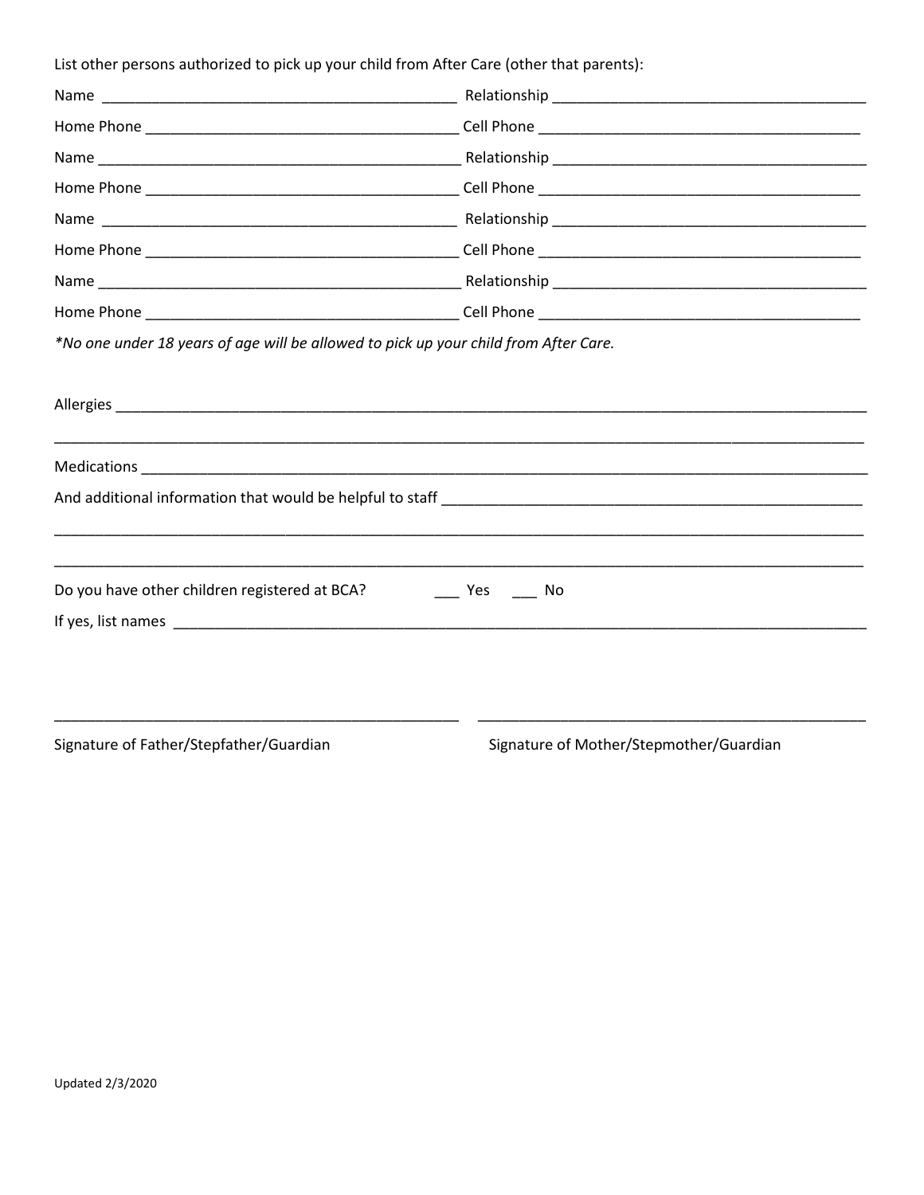List other persons authorized to pick up your child from After Care (other that parents):

Name ____________________________________________ Relationship ______________________________________

Home Phone ______________________________________ Cell Phone ________________________________________

Name ____________________________________________ Relationship ______________________________________

Home Phone ______________________________________ Cell Phone ________________________________________

Name ____________________________________________ Relationship ______________________________________

Home Phone ______________________________________ Cell Phone ________________________________________

Name ____________________________________________ Relationship ______________________________________

Home Phone ______________________________________ Cell Phone ________________________________________

*\*No one under 18 years of age will be allowed to pick up your child from After Care.*

Allergies ________________________________________________________________________________________

_________________________________________________________________________________________________

Medications ______________________________________________________________________________________

And additional information that would be helpful to staff _____________________________________________

_________________________________________________________________________________________________

_________________________________________________________________________________________________

Do you have other children registered at BCA? ___ Yes ___ No

If yes, list names __________________________________________________________________________

_____________________________________________ _____________________________________________

Signature of Father/Stepfather/Guardian Signature of Mother/Stepmother/Guardian

Updated 2/3/2020